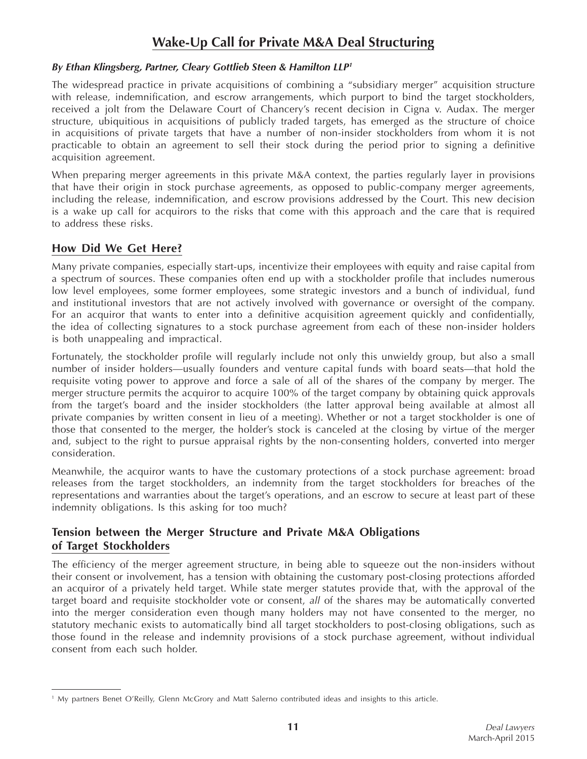# Wake-Up Call for Private M&A Deal Structuring

***By Ethan Klingsberg, Partner, Cleary Gottlieb Steen & Hamilton LLP[1]***

The widespread practice in private acquisitions of combining a "subsidiary merger" acquisition structure with release, indemnification, and escrow arrangements, which purport to bind the target stockholders, received a jolt from the Delaware Court of Chancery's recent decision in Cigna v. Audax. The merger structure, ubiquitious in acquisitions of publicly traded targets, has emerged as the structure of choice in acquisitions of private targets that have a number of non-insider stockholders from whom it is not practicable to obtain an agreement to sell their stock during the period prior to signing a definitive acquisition agreement.

When preparing merger agreements in this private M&A context, the parties regularly layer in provisions that have their origin in stock purchase agreements, as opposed to public-company merger agreements, including the release, indemnification, and escrow provisions addressed by the Court. This new decision is a wake up call for acquirors to the risks that come with this approach and the care that is required to address these risks.

## How Did We Get Here?

Many private companies, especially start-ups, incentivize their employees with equity and raise capital from a spectrum of sources. These companies often end up with a stockholder profile that includes numerous low level employees, some former employees, some strategic investors and a bunch of individual, fund and institutional investors that are not actively involved with governance or oversight of the company. For an acquiror that wants to enter into a definitive acquisition agreement quickly and confidentially, the idea of collecting signatures to a stock purchase agreement from each of these non-insider holders is both unappealing and impractical.

Fortunately, the stockholder profile will regularly include not only this unwieldy group, but also a small number of insider holders—usually founders and venture capital funds with board seats—that hold the requisite voting power to approve and force a sale of all of the shares of the company by merger. The merger structure permits the acquiror to acquire 100% of the target company by obtaining quick approvals from the target's board and the insider stockholders (the latter approval being available at almost all private companies by written consent in lieu of a meeting). Whether or not a target stockholder is one of those that consented to the merger, the holder's stock is canceled at the closing by virtue of the merger and, subject to the right to pursue appraisal rights by the non-consenting holders, converted into merger consideration.

Meanwhile, the acquiror wants to have the customary protections of a stock purchase agreement: broad releases from the target stockholders, an indemnity from the target stockholders for breaches of the representations and warranties about the target's operations, and an escrow to secure at least part of these indemnity obligations. Is this asking for too much?

## Tension between the Merger Structure and Private M&A Obligations of Target Stockholders

The efficiency of the merger agreement structure, in being able to squeeze out the non-insiders without their consent or involvement, has a tension with obtaining the customary post-closing protections afforded an acquiror of a privately held target. While state merger statutes provide that, with the approval of the target board and requisite stockholder vote or consent, *all* of the shares may be automatically converted into the merger consideration even though many holders may not have consented to the merger, no statutory mechanic exists to automatically bind all target stockholders to post-closing obligations, such as those found in the release and indemnity provisions of a stock purchase agreement, without individual consent from each such holder.

---

[1] My partners Benet O'Reilly, Glenn McGrory and Matt Salerno contributed ideas and insights to this article.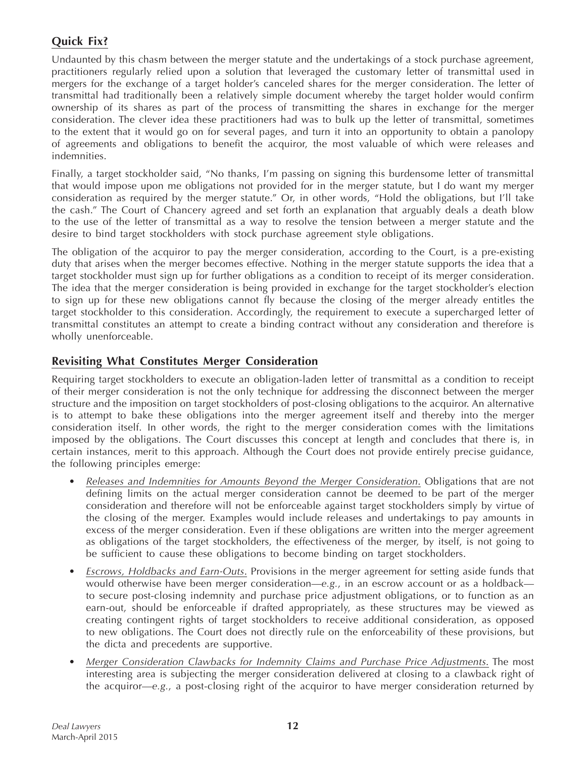## Quick Fix?

Undaunted by this chasm between the merger statute and the undertakings of a stock purchase agreement, practitioners regularly relied upon a solution that leveraged the customary letter of transmittal used in mergers for the exchange of a target holder's canceled shares for the merger consideration. The letter of transmittal had traditionally been a relatively simple document whereby the target holder would confirm ownership of its shares as part of the process of transmitting the shares in exchange for the merger consideration. The clever idea these practitioners had was to bulk up the letter of transmittal, sometimes to the extent that it would go on for several pages, and turn it into an opportunity to obtain a panoloy of agreements and obligations to benefit the acquiror, the most valuable of which were releases and indemnities.

Finally, a target stockholder said, "No thanks, I'm passing on signing this burdensome letter of transmittal that would impose upon me obligations not provided for in the merger statute, but I do want my merger consideration as required by the merger statute." Or, in other words, "Hold the obligations, but I'll take the cash." The Court of Chancery agreed and set forth an explanation that arguably deals a death blow to the use of the letter of transmittal as a way to resolve the tension between a merger statute and the desire to bind target stockholders with stock purchase agreement style obligations.

The obligation of the acquiror to pay the merger consideration, according to the Court, is a pre-existing duty that arises when the merger becomes effective. Nothing in the merger statute supports the idea that a target stockholder must sign up for further obligations as a condition to receipt of its merger consideration. The idea that the merger consideration is being provided in exchange for the target stockholder's election to sign up for these new obligations cannot fly because the closing of the merger already entitles the target stockholder to this consideration. Accordingly, the requirement to execute a supercharged letter of transmittal constitutes an attempt to create a binding contract without any consideration and therefore is wholly unenforceable.

## Revisiting What Constitutes Merger Consideration

Requiring target stockholders to execute an obligation-laden letter of transmittal as a condition to receipt of their merger consideration is not the only technique for addressing the disconnect between the merger structure and the imposition on target stockholders of post-closing obligations to the acquiror. An alternative is to attempt to bake these obligations into the merger agreement itself and thereby into the merger consideration itself. In other words, the right to the merger consideration comes with the limitations imposed by the obligations. The Court discusses this concept at length and concludes that there is, in certain instances, merit to this approach. Although the Court does not provide entirely precise guidance, the following principles emerge:

- *Releases and Indemnities for Amounts Beyond the Merger Consideration.* Obligations that are not defining limits on the actual merger consideration cannot be deemed to be part of the merger consideration and therefore will not be enforceable against target stockholders simply by virtue of the closing of the merger. Examples would include releases and undertakings to pay amounts in excess of the merger consideration. Even if these obligations are written into the merger agreement as obligations of the target stockholders, the effectiveness of the merger, by itself, is not going to be sufficient to cause these obligations to become binding on target stockholders.
- *Escrows, Holdbacks and Earn-Outs.* Provisions in the merger agreement for setting aside funds that would otherwise have been merger consideration—*e.g.*, in an escrow account or as a holdback—to secure post-closing indemnity and purchase price adjustment obligations, or to function as an earn-out, should be enforceable if drafted appropriately, as these structures may be viewed as creating contingent rights of target stockholders to receive additional consideration, as opposed to new obligations. The Court does not directly rule on the enforceability of these provisions, but the dicta and precedents are supportive.
- *Merger Consideration Clawbacks for Indemnity Claims and Purchase Price Adjustments.* The most interesting area is subjecting the merger consideration delivered at closing to a clawback right of the acquiror—*e.g.*, a post-closing right of the acquiror to have merger consideration returned by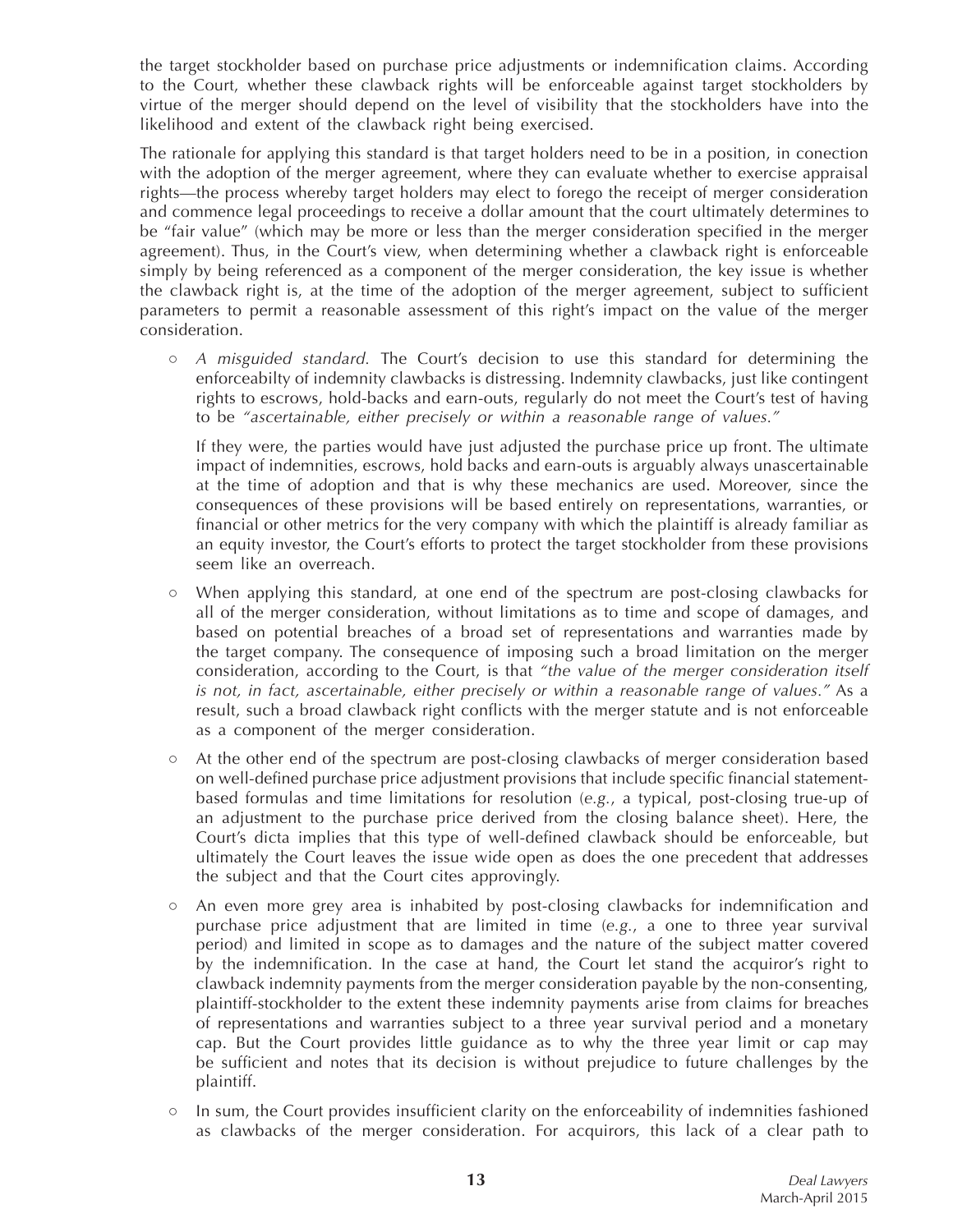the target stockholder based on purchase price adjustments or indemnification claims. According to the Court, whether these clawback rights will be enforceable against target stockholders by virtue of the merger should depend on the level of visibility that the stockholders have into the likelihood and extent of the clawback right being exercised.

The rationale for applying this standard is that target holders need to be in a position, in conection with the adoption of the merger agreement, where they can evaluate whether to exercise appraisal rights—the process whereby target holders may elect to forego the receipt of merger consideration and commence legal proceedings to receive a dollar amount that the court ultimately determines to be "fair value" (which may be more or less than the merger consideration specified in the merger agreement). Thus, in the Court's view, when determining whether a clawback right is enforceable simply by being referenced as a component of the merger consideration, the key issue is whether the clawback right is, at the time of the adoption of the merger agreement, subject to sufficient parameters to permit a reasonable assessment of this right's impact on the value of the merger consideration.

- *A misguided standard.* The Court's decision to use this standard for determining the enforceabilty of indemnity clawbacks is distressing. Indemnity clawbacks, just like contingent rights to escrows, hold-backs and earn-outs, regularly do not meet the Court's test of having to be *"ascertainable, either precisely or within a reasonable range of values."*

  If they were, the parties would have just adjusted the purchase price up front. The ultimate impact of indemnities, escrows, hold backs and earn-outs is arguably always unascertainable at the time of adoption and that is why these mechanics are used. Moreover, since the consequences of these provisions will be based entirely on representations, warranties, or financial or other metrics for the very company with which the plaintiff is already familiar as an equity investor, the Court's efforts to protect the target stockholder from these provisions seem like an overreach.

- When applying this standard, at one end of the spectrum are post-closing clawbacks for all of the merger consideration, without limitations as to time and scope of damages, and based on potential breaches of a broad set of representations and warranties made by the target company. The consequence of imposing such a broad limitation on the merger consideration, according to the Court, is that *"the value of the merger consideration itself is not, in fact, ascertainable, either precisely or within a reasonable range of values."* As a result, such a broad clawback right conflicts with the merger statute and is not enforceable as a component of the merger consideration.

- At the other end of the spectrum are post-closing clawbacks of merger consideration based on well-defined purchase price adjustment provisions that include specific financial statement-based formulas and time limitations for resolution (*e.g.*, a typical, post-closing true-up of an adjustment to the purchase price derived from the closing balance sheet). Here, the Court's dicta implies that this type of well-defined clawback should be enforceable, but ultimately the Court leaves the issue wide open as does the one precedent that addresses the subject and that the Court cites approvingly.

- An even more grey area is inhabited by post-closing clawbacks for indemnification and purchase price adjustment that are limited in time (*e.g.*, a one to three year survival period) and limited in scope as to damages and the nature of the subject matter covered by the indemnification. In the case at hand, the Court let stand the acquiror's right to clawback indemnity payments from the merger consideration payable by the non-consenting, plaintiff-stockholder to the extent these indemnity payments arise from claims for breaches of representations and warranties subject to a three year survival period and a monetary cap. But the Court provides little guidance as to why the three year limit or cap may be sufficient and notes that its decision is without prejudice to future challenges by the plaintiff.

- In sum, the Court provides insufficient clarity on the enforceability of indemnities fashioned as clawbacks of the merger consideration. For acquirors, this lack of a clear path to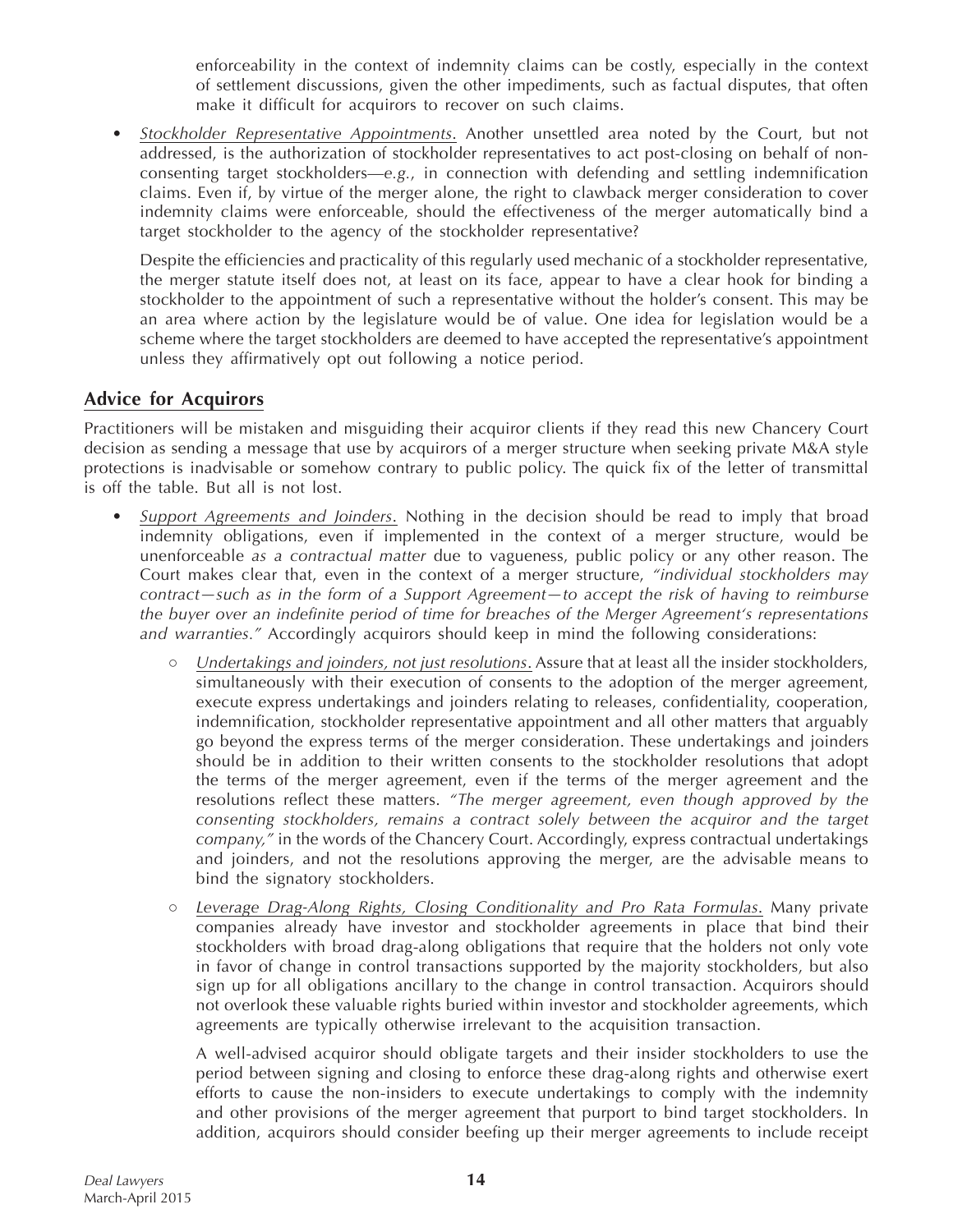enforceability in the context of indemnity claims can be costly, especially in the context of settlement discussions, given the other impediments, such as factual disputes, that often make it difficult for acquirors to recover on such claims.

- *Stockholder Representative Appointments*. Another unsettled area noted by the Court, but not addressed, is the authorization of stockholder representatives to act post-closing on behalf of non-consenting target stockholders—*e.g.*, in connection with defending and settling indemnification claims. Even if, by virtue of the merger alone, the right to clawback merger consideration to cover indemnity claims were enforceable, should the effectiveness of the merger automatically bind a target stockholder to the agency of the stockholder representative?

  Despite the efficiencies and practicality of this regularly used mechanic of a stockholder representative, the merger statute itself does not, at least on its face, appear to have a clear hook for binding a stockholder to the appointment of such a representative without the holder's consent. This may be an area where action by the legislature would be of value. One idea for legislation would be a scheme where the target stockholders are deemed to have accepted the representative's appointment unless they affirmatively opt out following a notice period.

## Advice for Acquirors

Practitioners will be mistaken and misguiding their acquiror clients if they read this new Chancery Court decision as sending a message that use by acquirors of a merger structure when seeking private M&A style protections is inadvisable or somehow contrary to public policy. The quick fix of the letter of transmittal is off the table. But all is not lost.

- *Support Agreements and Joinders*. Nothing in the decision should be read to imply that broad indemnity obligations, even if implemented in the context of a merger structure, would be unenforceable *as a contractual matter* due to vagueness, public policy or any other reason. The Court makes clear that, even in the context of a merger structure, *"individual stockholders may contract—such as in the form of a Support Agreement—to accept the risk of having to reimburse the buyer over an indefinite period of time for breaches of the Merger Agreement's representations and warranties."* Accordingly acquirors should keep in mind the following considerations:
  - *Undertakings and joinders, not just resolutions*. Assure that at least all the insider stockholders, simultaneously with their execution of consents to the adoption of the merger agreement, execute express undertakings and joinders relating to releases, confidentiality, cooperation, indemnification, stockholder representative appointment and all other matters that arguably go beyond the express terms of the merger consideration. These undertakings and joinders should be in addition to their written consents to the stockholder resolutions that adopt the terms of the merger agreement, even if the terms of the merger agreement and the resolutions reflect these matters. *"The merger agreement, even though approved by the consenting stockholders, remains a contract solely between the acquiror and the target company,"* in the words of the Chancery Court. Accordingly, express contractual undertakings and joinders, and not the resolutions approving the merger, are the advisable means to bind the signatory stockholders.
  - *Leverage Drag-Along Rights, Closing Conditionality and Pro Rata Formulas*. Many private companies already have investor and stockholder agreements in place that bind their stockholders with broad drag-along obligations that require that the holders not only vote in favor of change in control transactions supported by the majority stockholders, but also sign up for all obligations ancillary to the change in control transaction. Acquirors should not overlook these valuable rights buried within investor and stockholder agreements, which agreements are typically otherwise irrelevant to the acquisition transaction.

    A well-advised acquiror should obligate targets and their insider stockholders to use the period between signing and closing to enforce these drag-along rights and otherwise exert efforts to cause the non-insiders to execute undertakings to comply with the indemnity and other provisions of the merger agreement that purport to bind target stockholders. In addition, acquirors should consider beefing up their merger agreements to include receipt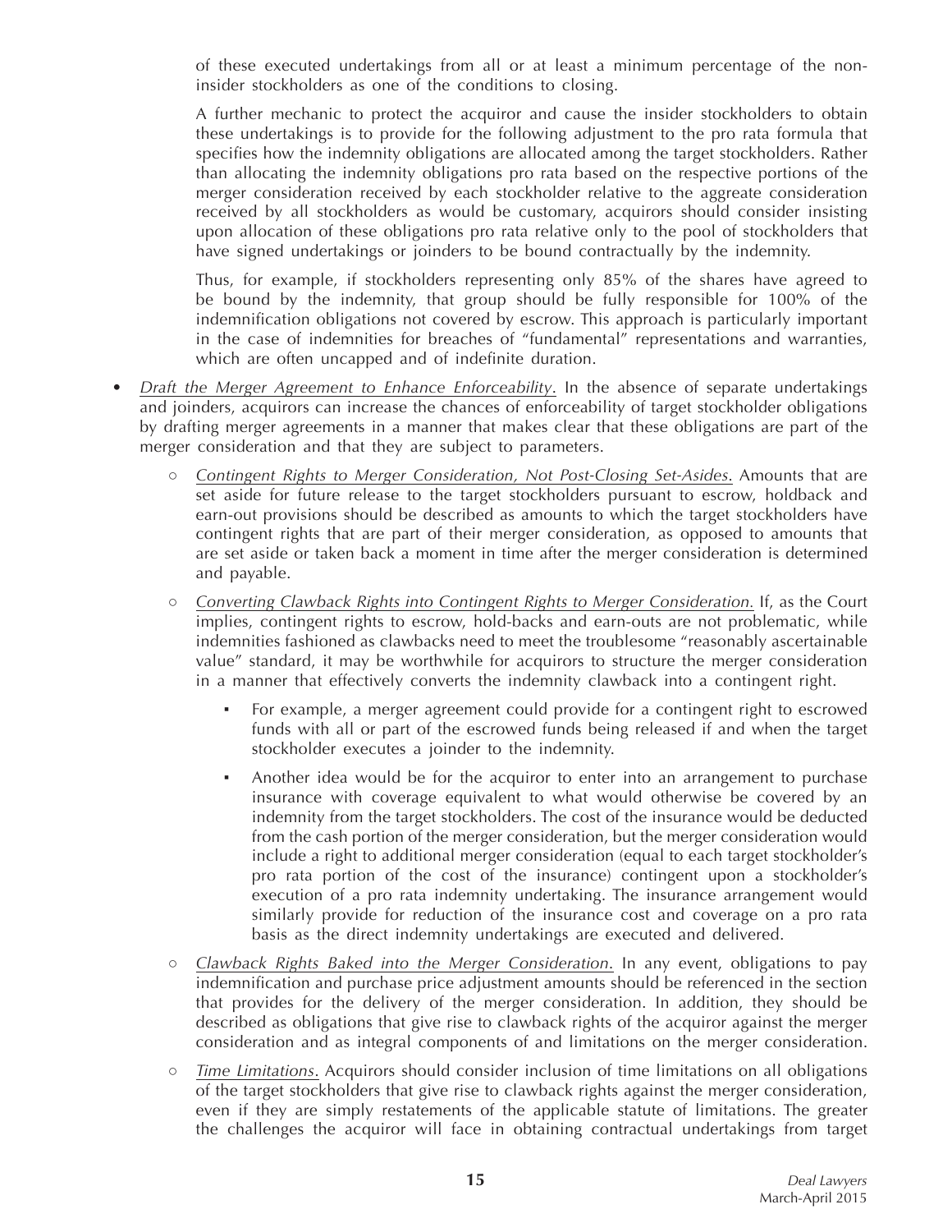of these executed undertakings from all or at least a minimum percentage of the non-insider stockholders as one of the conditions to closing.

A further mechanic to protect the acquiror and cause the insider stockholders to obtain these undertakings is to provide for the following adjustment to the pro rata formula that specifies how the indemnity obligations are allocated among the target stockholders. Rather than allocating the indemnity obligations pro rata based on the respective portions of the merger consideration received by each stockholder relative to the aggreate consideration received by all stockholders as would be customary, acquirors should consider insisting upon allocation of these obligations pro rata relative only to the pool of stockholders that have signed undertakings or joinders to be bound contractually by the indemnity.

Thus, for example, if stockholders representing only 85% of the shares have agreed to be bound by the indemnity, that group should be fully responsible for 100% of the indemnification obligations not covered by escrow. This approach is particularly important in the case of indemnities for breaches of "fundamental" representations and warranties, which are often uncapped and of indefinite duration.

- *Draft the Merger Agreement to Enhance Enforceability*. In the absence of separate undertakings and joinders, acquirors can increase the chances of enforceability of target stockholder obligations by drafting merger agreements in a manner that makes clear that these obligations are part of the merger consideration and that they are subject to parameters.
  - *Contingent Rights to Merger Consideration, Not Post-Closing Set-Asides.* Amounts that are set aside for future release to the target stockholders pursuant to escrow, holdback and earn-out provisions should be described as amounts to which the target stockholders have contingent rights that are part of their merger consideration, as opposed to amounts that are set aside or taken back a moment in time after the merger consideration is determined and payable.
  - *Converting Clawback Rights into Contingent Rights to Merger Consideration.* If, as the Court implies, contingent rights to escrow, hold-backs and earn-outs are not problematic, while indemnities fashioned as clawbacks need to meet the troublesome "reasonably ascertainable value" standard, it may be worthwhile for acquirors to structure the merger consideration in a manner that effectively converts the indemnity clawback into a contingent right.
    - For example, a merger agreement could provide for a contingent right to escrowed funds with all or part of the escrowed funds being released if and when the target stockholder executes a joinder to the indemnity.
    - Another idea would be for the acquiror to enter into an arrangement to purchase insurance with coverage equivalent to what would otherwise be covered by an indemnity from the target stockholders. The cost of the insurance would be deducted from the cash portion of the merger consideration, but the merger consideration would include a right to additional merger consideration (equal to each target stockholder's pro rata portion of the cost of the insurance) contingent upon a stockholder's execution of a pro rata indemnity undertaking. The insurance arrangement would similarly provide for reduction of the insurance cost and coverage on a pro rata basis as the direct indemnity undertakings are executed and delivered.
  - *Clawback Rights Baked into the Merger Consideration.* In any event, obligations to pay indemnification and purchase price adjustment amounts should be referenced in the section that provides for the delivery of the merger consideration. In addition, they should be described as obligations that give rise to clawback rights of the acquiror against the merger consideration and as integral components of and limitations on the merger consideration.
  - *Time Limitations.* Acquirors should consider inclusion of time limitations on all obligations of the target stockholders that give rise to clawback rights against the merger consideration, even if they are simply restatements of the applicable statute of limitations. The greater the challenges the acquiror will face in obtaining contractual undertakings from target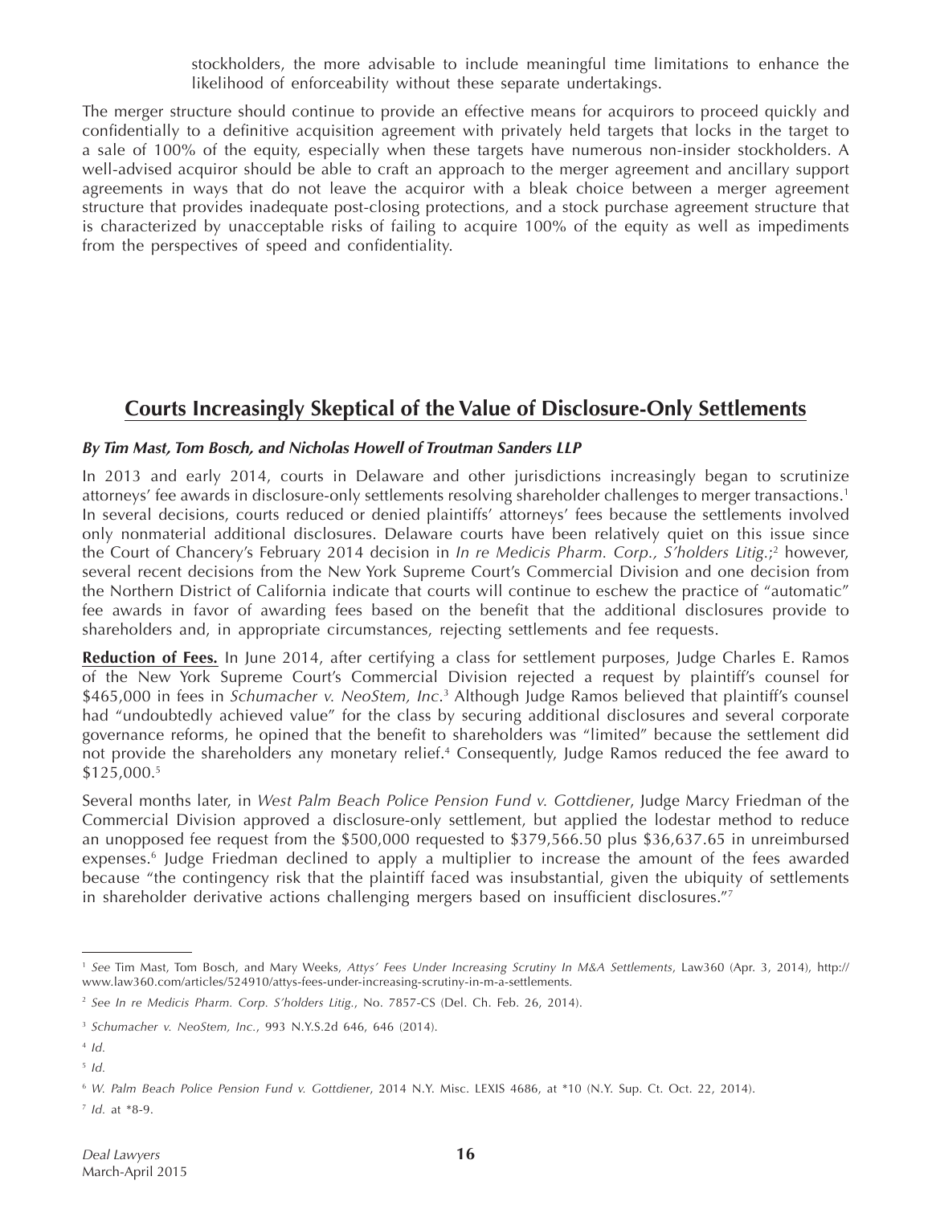stockholders, the more advisable to include meaningful time limitations to enhance the likelihood of enforceability without these separate undertakings.

The merger structure should continue to provide an effective means for acquirors to proceed quickly and confidentially to a definitive acquisition agreement with privately held targets that locks in the target to a sale of 100% of the equity, especially when these targets have numerous non-insider stockholders. A well-advised acquiror should be able to craft an approach to the merger agreement and ancillary support agreements in ways that do not leave the acquiror with a bleak choice between a merger agreement structure that provides inadequate post-closing protections, and a stock purchase agreement structure that is characterized by unacceptable risks of failing to acquire 100% of the equity as well as impediments from the perspectives of speed and confidentiality.

## Courts Increasingly Skeptical of the Value of Disclosure-Only Settlements

***By Tim Mast, Tom Bosch, and Nicholas Howell of Troutman Sanders LLP***

In 2013 and early 2014, courts in Delaware and other jurisdictions increasingly began to scrutinize attorneys' fee awards in disclosure-only settlements resolving shareholder challenges to merger transactions.[1] In several decisions, courts reduced or denied plaintiffs' attorneys' fees because the settlements involved only nonmaterial additional disclosures. Delaware courts have been relatively quiet on this issue since the Court of Chancery's February 2014 decision in *In re Medicis Pharm. Corp., S'holders Litig.*;[2] however, several recent decisions from the New York Supreme Court's Commercial Division and one decision from the Northern District of California indicate that courts will continue to eschew the practice of "automatic" fee awards in favor of awarding fees based on the benefit that the additional disclosures provide to shareholders and, in appropriate circumstances, rejecting settlements and fee requests.

**Reduction of Fees.** In June 2014, after certifying a class for settlement purposes, Judge Charles E. Ramos of the New York Supreme Court's Commercial Division rejected a request by plaintiff's counsel for \$465,000 in fees in *Schumacher v. NeoStem, Inc.*[3] Although Judge Ramos believed that plaintiff's counsel had "undoubtedly achieved value" for the class by securing additional disclosures and several corporate governance reforms, he opined that the benefit to shareholders was "limited" because the settlement did not provide the shareholders any monetary relief.[4] Consequently, Judge Ramos reduced the fee award to \$125,000.[5]

Several months later, in *West Palm Beach Police Pension Fund v. Gottdiener*, Judge Marcy Friedman of the Commercial Division approved a disclosure-only settlement, but applied the lodestar method to reduce an unopposed fee request from the \$500,000 requested to \$379,566.50 plus \$36,637.65 in unreimbursed expenses.[6] Judge Friedman declined to apply a multiplier to increase the amount of the fees awarded because "the contingency risk that the plaintiff faced was insubstantial, given the ubiquity of settlements in shareholder derivative actions challenging mergers based on insufficient disclosures."[7]

---

[1] *See* Tim Mast, Tom Bosch, and Mary Weeks, *Attys' Fees Under Increasing Scrutiny In M&A Settlements*, Law360 (Apr. 3, 2014), http://www.law360.com/articles/524910/attys-fees-under-increasing-scrutiny-in-m-a-settlements.

[2] *See In re Medicis Pharm. Corp. S'holders Litig.*, No. 7857-CS (Del. Ch. Feb. 26, 2014).

[3] *Schumacher v. NeoStem, Inc.*, 993 N.Y.S.2d 646, 646 (2014).

[4] *Id.*

[5] *Id.*

[6] *W. Palm Beach Police Pension Fund v. Gottdiener*, 2014 N.Y. Misc. LEXIS 4686, at *10 (N.Y. Sup. Ct. Oct. 22, 2014).

[7] *Id.* at *8-9.